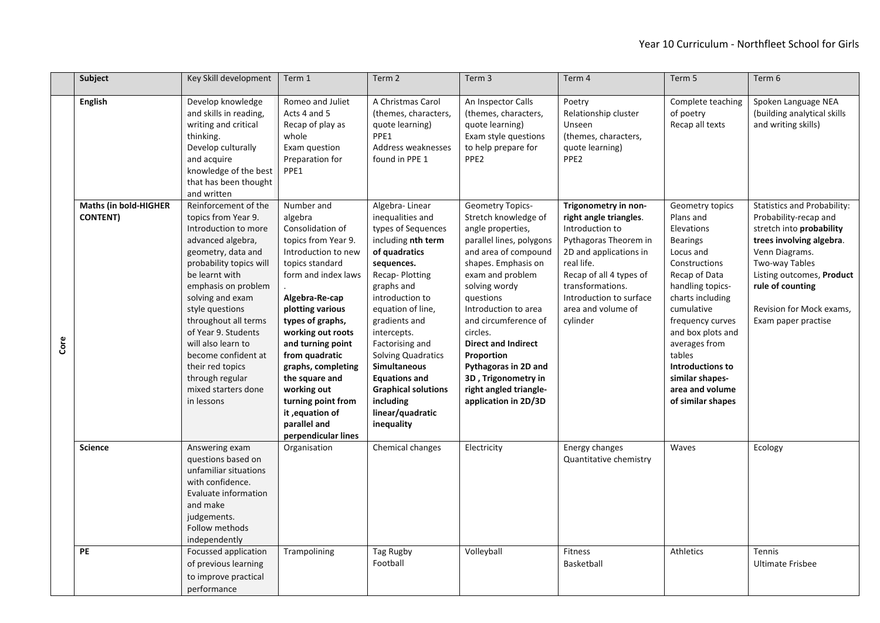# Year 10 Curriculum - Northfleet School for Girls

| | Subject | Key Skill development | Term 1 | Term 2 | Term 3 | Term 4 | Term 5 | Term 6 |
|---|---|---|---|---|---|---|---|---|
| Core | **English** | Develop knowledge and skills in reading, writing and critical thinking.<br>Develop culturally and acquire knowledge of the best that has been thought and written | Romeo and Juliet Acts 4 and 5<br>Recap of play as whole<br>Exam question Preparation for PPE1 | A Christmas Carol (themes, characters, quote learning)<br>PPE1<br>Address weaknesses found in PPE 1 | An Inspector Calls (themes, characters, quote learning)<br>Exam style questions to help prepare for PPE2 | Poetry<br>Relationship cluster<br>Unseen<br>(themes, characters, quote learning)<br>PPE2 | Complete teaching of poetry<br>Recap all texts | Spoken Language NEA (building analytical skills and writing skills) |
| | **Maths (in bold-HIGHER CONTENT)** | Reinforcement of the topics from Year 9. Introduction to more advanced algebra, geometry, data and probability topics will be learnt with emphasis on problem solving and exam style questions throughout all terms of Year 9. Students will also learn to become confident at their red topics through regular mixed starters done in lessons | Number and algebra<br>Consolidation of topics from Year 9. Introduction to new topics standard form and index laws<br>.<br>**Algebra-Re-cap plotting various types of graphs, working out roots and turning point from quadratic graphs, completing the square and working out turning point from it ,equation of parallel and perpendicular lines** | Algebra- Linear inequalities and types of Sequences including **nth term of quadratics sequences.**<br>Recap- Plotting graphs and introduction to equation of line, gradients and intercepts.<br>Factorising and Solving Quadratics<br>**Simultaneous Equations and Graphical solutions including linear/quadratic inequality** | Geometry Topics- Stretch knowledge of angle properties, parallel lines, polygons and area of compound shapes. Emphasis on exam and problem solving wordy questions<br>Introduction to area and circumference of circles.<br>**Direct and Indirect Proportion**<br>**Pythagoras in 2D and 3D , Trigonometry in right angled triangle-application in 2D/3D** | **Trigonometry in non-right angle triangles**.<br>Introduction to Pythagoras Theorem in 2D and applications in real life.<br>Recap of all 4 types of transformations.<br>Introduction to surface area and volume of cylinder | Geometry topics<br>Plans and Elevations<br>Bearings<br>Locus and Constructions<br>Recap of Data handling topics- charts including cumulative frequency curves and box plots and averages from tables<br>**Introductions to similar shapes- area and volume of similar shapes** | Statistics and Probability: Probability-recap and stretch into **probability trees involving algebra**.<br>Venn Diagrams.<br>Two-way Tables<br>Listing outcomes, **Product rule of counting**<br><br>Revision for Mock exams, Exam paper practise |
| | **Science** | Answering exam questions based on unfamiliar situations with confidence.<br>Evaluate information and make judgements.<br>Follow methods independently | Organisation | Chemical changes | Electricity | Energy changes<br>Quantitative chemistry | Waves | Ecology |
| | **PE** | Focussed application of previous learning to improve practical performance | Trampolining | Tag Rugby<br>Football | Volleyball | Fitness<br>Basketball | Athletics | Tennis<br>Ultimate Frisbee |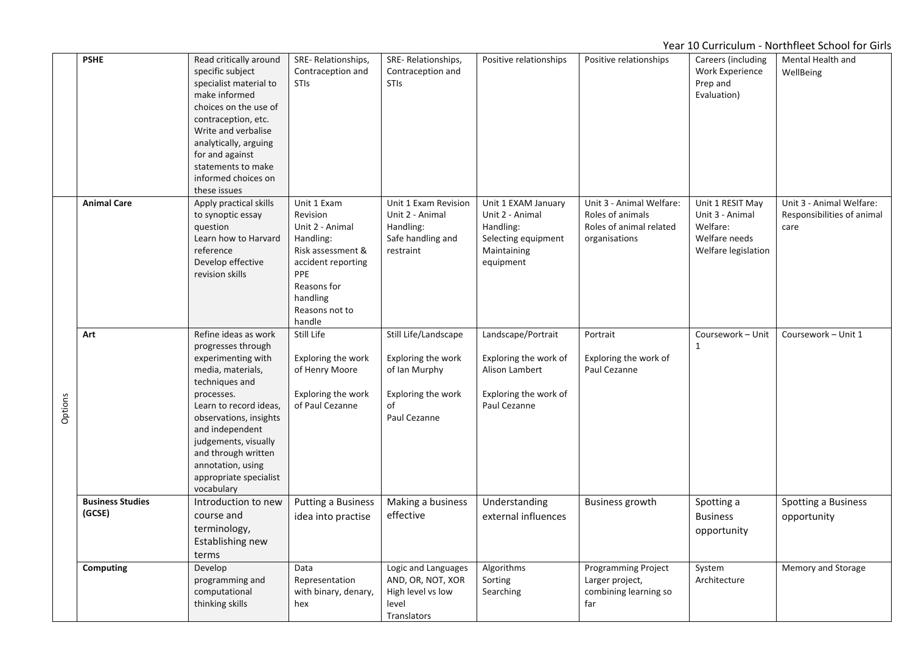| | | | | | | | | |
|---|---|---|---|---|---|---|---|---|
| | **PSHE** | Read critically around specific subject specialist material to make informed choices on the use of contraception, etc. Write and verbalise analytically, arguing for and against statements to make informed choices on these issues | SRE- Relationships, Contraception and STIs | SRE- Relationships, Contraception and STIs | Positive relationships | Positive relationships | Careers (including Work Experience Prep and Evaluation) | Mental Health and WellBeing |
| Options | **Animal Care** | Apply practical skills to synoptic essay question<br>Learn how to Harvard reference<br>Develop effective revision skills | Unit 1 Exam Revision<br>Unit 2 - Animal Handling:<br>Risk assessment & accident reporting<br>PPE<br>Reasons for handling<br>Reasons not to handle | Unit 1 Exam Revision<br>Unit 2 - Animal Handling:<br>Safe handling and restraint | Unit 1 EXAM January<br>Unit 2 - Animal Handling:<br>Selecting equipment<br>Maintaining equipment | Unit 3 - Animal Welfare:<br>Roles of animals<br>Roles of animal related organisations | Unit 1 RESIT May<br>Unit 3 - Animal Welfare:<br>Welfare needs<br>Welfare legislation | Unit 3 - Animal Welfare:<br>Responsibilities of animal care |
| | **Art** | Refine ideas as work progresses through experimenting with media, materials, techniques and processes.<br>Learn to record ideas, observations, insights and independent judgements, visually and through written annotation, using appropriate specialist vocabulary | Still Life<br><br>Exploring the work of Henry Moore<br><br>Exploring the work of Paul Cezanne | Still Life/Landscape<br><br>Exploring the work of Ian Murphy<br><br>Exploring the work of Paul Cezanne | Landscape/Portrait<br><br>Exploring the work of Alison Lambert<br><br>Exploring the work of Paul Cezanne | Portrait<br><br>Exploring the work of Paul Cezanne | Coursework – Unit 1 | Coursework – Unit 1 |
| | **Business Studies (GCSE)** | Introduction to new course and terminology, Establishing new terms | Putting a Business idea into practise | Making a business effective | Understanding external influences | Business growth | Spotting a Business opportunity | Spotting a Business opportunity |
| | **Computing** | Develop programming and computational thinking skills | Data Representation with binary, denary, hex | Logic and Languages AND, OR, NOT, XOR<br>High level vs low level<br>Translators | Algorithms<br>Sorting<br>Searching | Programming Project<br>Larger project, combining learning so far | System Architecture | Memory and Storage |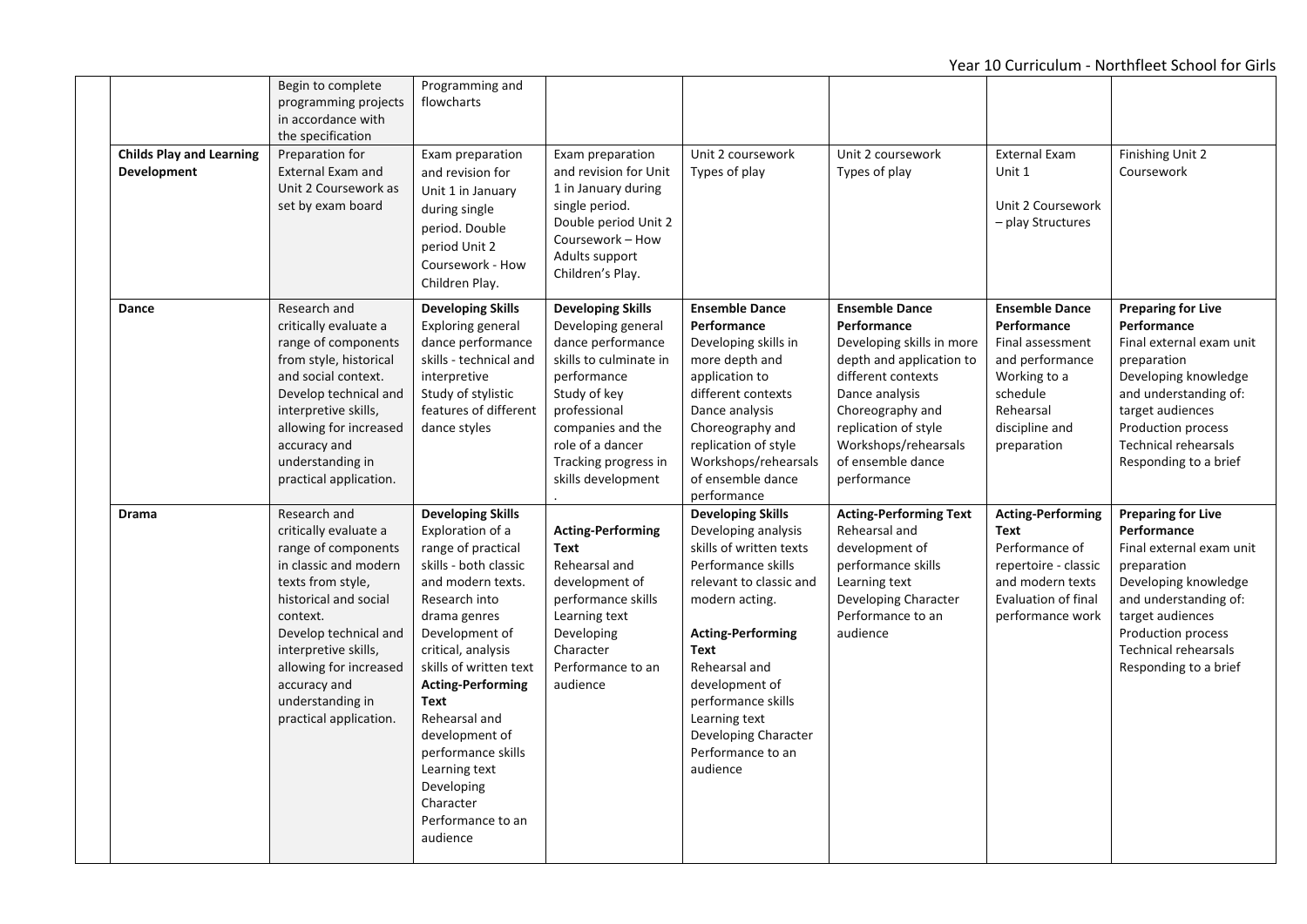| | | | | | | | | |
|---|---|---|---|---|---|---|---|---|
| | | Begin to complete programming projects in accordance with the specification | Programming and flowcharts | | | | | |
| | **Childs Play and Learning Development** | Preparation for External Exam and Unit 2 Coursework as set by exam board | Exam preparation and revision for Unit 1 in January during single period. Double period Unit 2 Coursework - How Children Play. | Exam preparation and revision for Unit 1 in January during single period. Double period Unit 2 Coursework – How Adults support Children's Play. | Unit 2 coursework Types of play | Unit 2 coursework Types of play | External Exam Unit 1<br><br>Unit 2 Coursework – play Structures | Finishing Unit 2 Coursework |
| | **Dance** | Research and critically evaluate a range of components from style, historical and social context.<br>Develop technical and interpretive skills, allowing for increased accuracy and understanding in practical application. | **Developing Skills**<br>Exploring general dance performance skills - technical and interpretive<br>Study of stylistic features of different dance styles | **Developing Skills**<br>Developing general dance performance skills to culminate in performance<br>Study of key professional companies and the role of a dancer<br>Tracking progress in skills development<br>. | **Ensemble Dance Performance**<br>Developing skills in more depth and application to different contexts<br>Dance analysis<br>Choreography and replication of style<br>Workshops/rehearsals of ensemble dance performance | **Ensemble Dance Performance**<br>Developing skills in more depth and application to different contexts<br>Dance analysis<br>Choreography and replication of style<br>Workshops/rehearsals of ensemble dance performance | **Ensemble Dance Performance**<br>Final assessment and performance<br>Working to a schedule<br>Rehearsal discipline and preparation | **Preparing for Live Performance**<br>Final external exam unit preparation<br>Developing knowledge and understanding of:<br>target audiences<br>Production process<br>Technical rehearsals<br>Responding to a brief |
| | **Drama** | Research and critically evaluate a range of components in classic and modern texts from style, historical and social context.<br>Develop technical and interpretive skills, allowing for increased accuracy and understanding in practical application. | **Developing Skills**<br>Exploration of a range of practical skills - both classic and modern texts.<br>Research into drama genres<br>Development of critical, analysis skills of written text<br>**Acting-Performing Text**<br>Rehearsal and development of performance skills<br>Learning text<br>Developing Character<br>Performance to an audience | **Acting-Performing Text**<br>Rehearsal and development of performance skills<br>Learning text<br>Developing Character<br>Performance to an audience | **Developing Skills**<br>Developing analysis skills of written texts<br>Performance skills relevant to classic and modern acting.<br><br>**Acting-Performing Text**<br>Rehearsal and development of performance skills<br>Learning text<br>Developing Character<br>Performance to an audience | **Acting-Performing Text**<br>Rehearsal and development of performance skills<br>Learning text<br>Developing Character<br>Performance to an audience | **Acting-Performing Text**<br>Performance of repertoire - classic and modern texts<br>Evaluation of final performance work | **Preparing for Live Performance**<br>Final external exam unit preparation<br>Developing knowledge and understanding of:<br>target audiences<br>Production process<br>Technical rehearsals<br>Responding to a brief |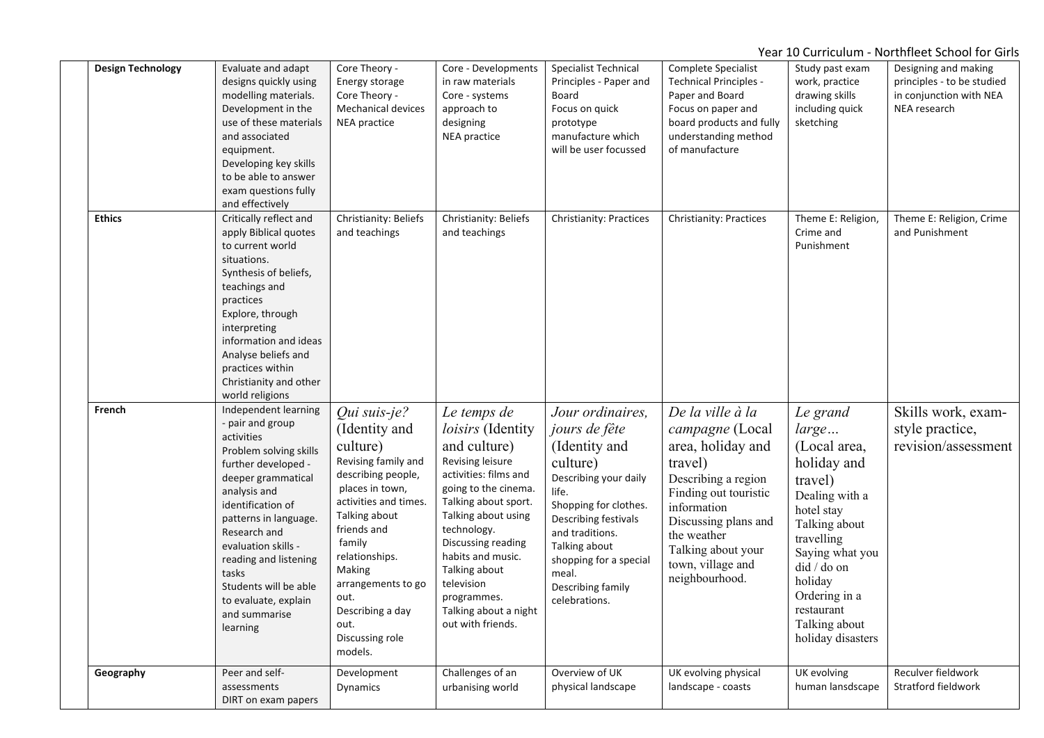Year 10 Curriculum - Northfleet School for Girls

| | | | | | | | | |
|---|---|---|---|---|---|---|---|---|
| | **Design Technology** | Evaluate and adapt designs quickly using modelling materials. Development in the use of these materials and associated equipment. Developing key skills to be able to answer exam questions fully and effectively | Core Theory - Energy storage Core Theory - Mechanical devices NEA practice | Core - Developments in raw materials Core - systems approach to designing NEA practice | Specialist Technical Principles - Paper and Board Focus on quick prototype manufacture which will be user focussed | Complete Specialist Technical Principles - Paper and Board Focus on paper and board products and fully understanding method of manufacture | Study past exam work, practice drawing skills including quick sketching | Designing and making principles - to be studied in conjunction with NEA NEA research |
| | **Ethics** | Critically reflect and apply Biblical quotes to current world situations. Synthesis of beliefs, teachings and practices Explore, through interpreting information and ideas Analyse beliefs and practices within Christianity and other world religions | Christianity: Beliefs and teachings | Christianity: Beliefs and teachings | Christianity: Practices | Christianity: Practices | Theme E: Religion, Crime and Punishment | Theme E: Religion, Crime and Punishment |
| | **French** | Independent learning - pair and group activities Problem solving skills further developed - deeper grammatical analysis and identification of patterns in language. Research and evaluation skills - reading and listening tasks Students will be able to evaluate, explain and summarise learning | *Qui suis-je?* (Identity and culture) Revising family and describing people, places in town, activities and times. Talking about friends and family relationships. Making arrangements to go out. Describing a day out. Discussing role models. | *Le temps de loisirs* (Identity and culture) Revising leisure activities: films and going to the cinema. Talking about sport. Talking about using technology. Discussing reading habits and music. Talking about television programmes. Talking about a night out with friends. | *Jour ordinaires, jours de fête* (Identity and culture) Describing your daily life. Shopping for clothes. Describing festivals and traditions. Talking about shopping for a special meal. Describing family celebrations. | *De la ville à la campagne* (Local area, holiday and travel) Describing a region Finding out touristic information Discussing plans and the weather Talking about your town, village and neighbourhood. | *Le grand large…* (Local area, holiday and travel) Dealing with a hotel stay Talking about travelling Saying what you did / do on holiday Ordering in a restaurant Talking about holiday disasters | Skills work, exam-style practice, revision/assessment |
| | **Geography** | Peer and self-assessments DIRT on exam papers | Development Dynamics | Challenges of an urbanising world | Overview of UK physical landscape | UK evolving physical landscape - coasts | UK evolving human lansdscape | Reculver fieldwork Stratford fieldwork |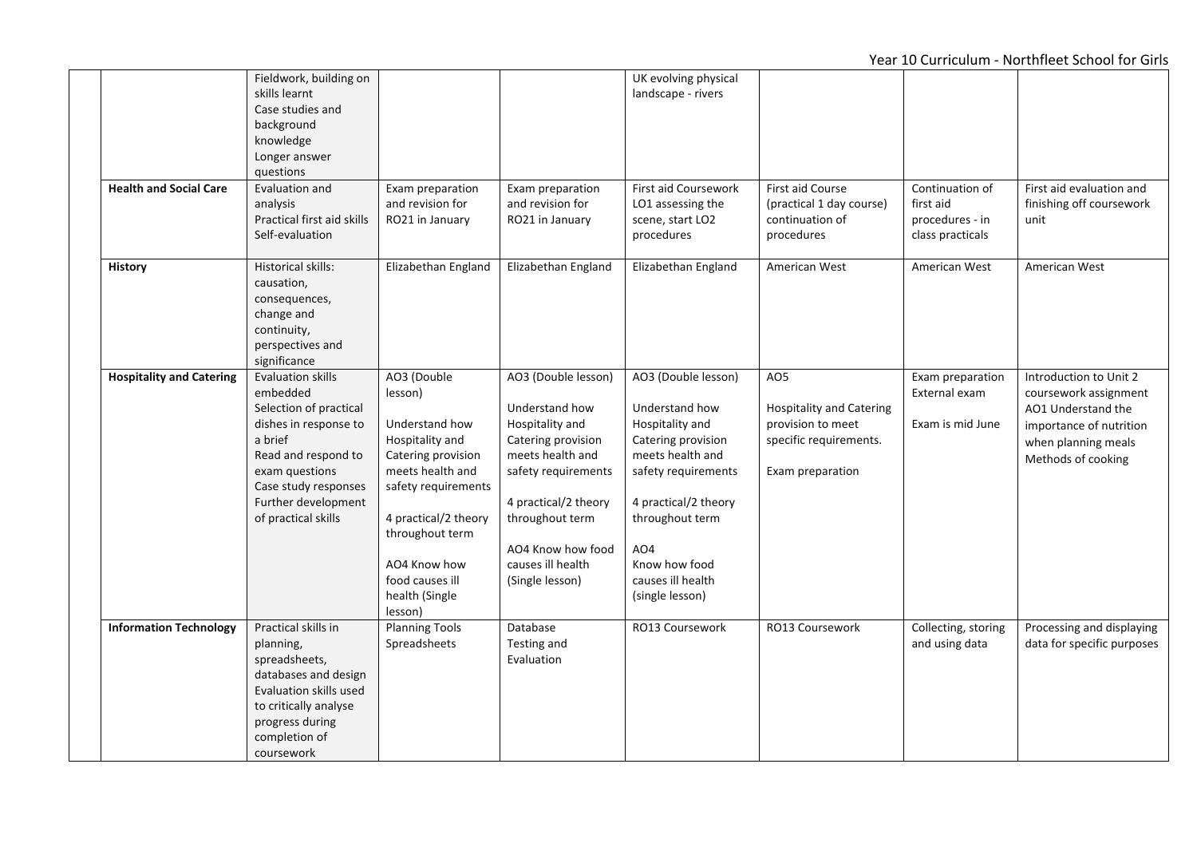| | | | | | | | | |
|---|---|---|---|---|---|---|---|---|
| | | Fieldwork, building on skills learnt<br>Case studies and background knowledge<br>Longer answer questions | | | UK evolving physical landscape - rivers | | | |
| | **Health and Social Care** | Evaluation and analysis<br>Practical first aid skills<br>Self-evaluation | Exam preparation and revision for RO21 in January | Exam preparation and revision for RO21 in January | First aid Coursework LO1 assessing the scene, start LO2 procedures | First aid Course (practical 1 day course) continuation of procedures | Continuation of first aid procedures - in class practicals | First aid evaluation and finishing off coursework unit |
| | **History** | Historical skills: causation, consequences, change and continuity, perspectives and significance | Elizabethan England | Elizabethan England | Elizabethan England | American West | American West | American West |
| | **Hospitality and Catering** | Evaluation skills embedded<br>Selection of practical dishes in response to a brief<br>Read and respond to exam questions<br>Case study responses<br>Further development of practical skills | AO3 (Double lesson)<br><br>Understand how Hospitality and Catering provision meets health and safety requirements<br><br>4 practical/2 theory throughout term<br><br>AO4 Know how food causes ill health (Single lesson) | AO3 (Double lesson)<br><br>Understand how Hospitality and Catering provision meets health and safety requirements<br><br>4 practical/2 theory throughout term<br><br>AO4 Know how food causes ill health (Single lesson) | AO3 (Double lesson)<br><br>Understand how Hospitality and Catering provision meets health and safety requirements<br><br>4 practical/2 theory throughout term<br><br>AO4<br>Know how food causes ill health (single lesson) | AO5<br><br>Hospitality and Catering provision to meet specific requirements.<br><br>Exam preparation | Exam preparation<br>External exam<br><br>Exam is mid June | Introduction to Unit 2 coursework assignment<br>AO1 Understand the importance of nutrition when planning meals<br>Methods of cooking |
| | **Information Technology** | Practical skills in planning, spreadsheets, databases and design<br>Evaluation skills used to critically analyse progress during completion of coursework | Planning Tools<br>Spreadsheets | Database<br>Testing and Evaluation | RO13 Coursework | RO13 Coursework | Collecting, storing and using data | Processing and displaying data for specific purposes |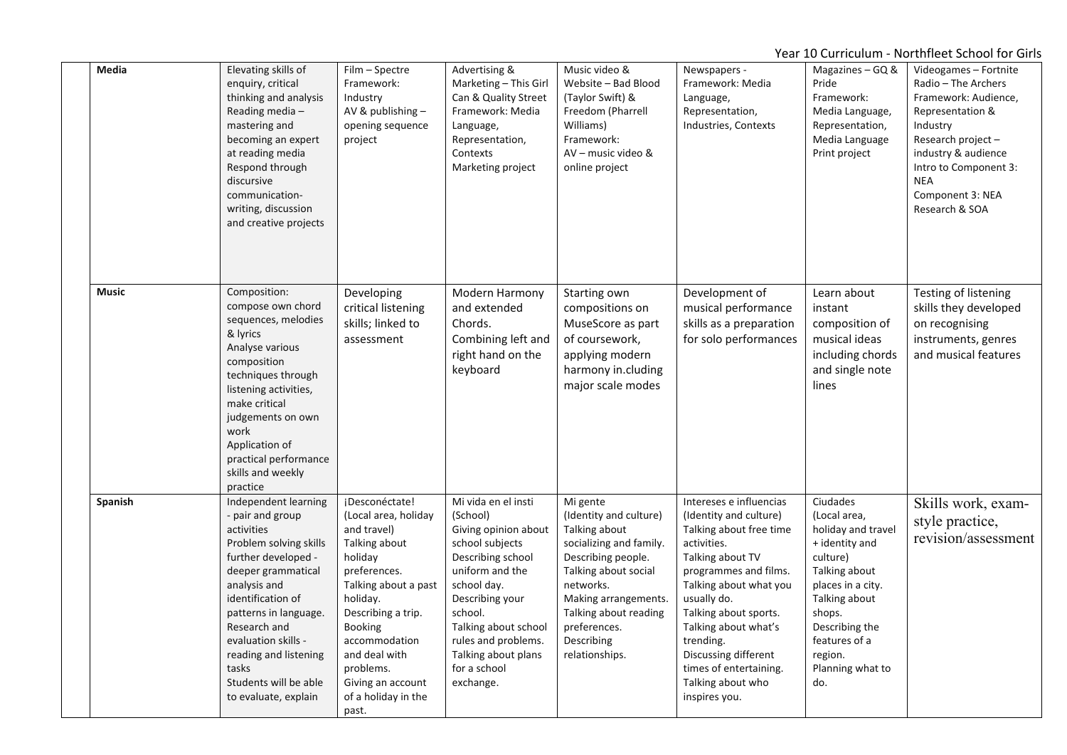Year 10 Curriculum - Northfleet School for Girls

| | | | | | | | |
|---|---|---|---|---|---|---|---|
| **Media** | Elevating skills of enquiry, critical thinking and analysis<br>Reading media – mastering and becoming an expert at reading media<br>Respond through discursive communication-writing, discussion and creative projects | Film – Spectre<br>Framework: Industry<br>AV & publishing – opening sequence project | Advertising & Marketing – This Girl Can & Quality Street<br>Framework: Media Language, Representation, Contexts<br>Marketing project | Music video & Website – Bad Blood (Taylor Swift) & Freedom (Pharrell Williams)<br>Framework: AV – music video & online project | Newspapers - Framework: Media Language, Representation, Industries, Contexts | Magazines – GQ & Pride<br>Framework: Media Language, Representation, Media Language Print project | Videogames – Fortnite<br>Radio – The Archers<br>Framework: Audience, Representation & Industry<br>Research project – industry & audience<br>Intro to Component 3: NEA<br>Component 3: NEA Research & SOA |
| **Music** | Composition: compose own chord sequences, melodies & lyrics<br>Analyse various composition techniques through listening activities, make critical judgements on own work<br>Application of practical performance skills and weekly practice | Developing critical listening skills; linked to assessment | Modern Harmony and extended Chords. Combining left and right hand on the keyboard | Starting own compositions on MuseScore as part of coursework, applying modern harmony in.cluding major scale modes | Development of musical performance skills as a preparation for solo performances | Learn about instant composition of musical ideas including chords and single note lines | Testing of listening skills they developed on recognising instruments, genres and musical features |
| **Spanish** | Independent learning - pair and group activities<br>Problem solving skills further developed - deeper grammatical analysis and identification of patterns in language.<br>Research and evaluation skills - reading and listening tasks<br>Students will be able to evaluate, explain | ¡Desconéctate! (Local area, holiday and travel)<br>Talking about holiday preferences.<br>Talking about a past holiday.<br>Describing a trip.<br>Booking accommodation and deal with problems.<br>Giving an account of a holiday in the past. | Mi vida en el insti (School)<br>Giving opinion about school subjects<br>Describing school uniform and the school day.<br>Describing your school.<br>Talking about school rules and problems.<br>Talking about plans for a school exchange. | Mi gente (Identity and culture)<br>Talking about socializing and family.<br>Describing people.<br>Talking about social networks.<br>Making arrangements.<br>Talking about reading preferences.<br>Describing relationships. | Intereses e influencias (Identity and culture)<br>Talking about free time activities.<br>Talking about TV programmes and films.<br>Talking about what you usually do.<br>Talking about sports.<br>Talking about what's trending.<br>Discussing different times of entertaining.<br>Talking about who inspires you. | Ciudades (Local area, holiday and travel + identity and culture)<br>Talking about places in a city.<br>Talking about shops.<br>Describing the features of a region.<br>Planning what to do. | Skills work, exam-style practice, revision/assessment |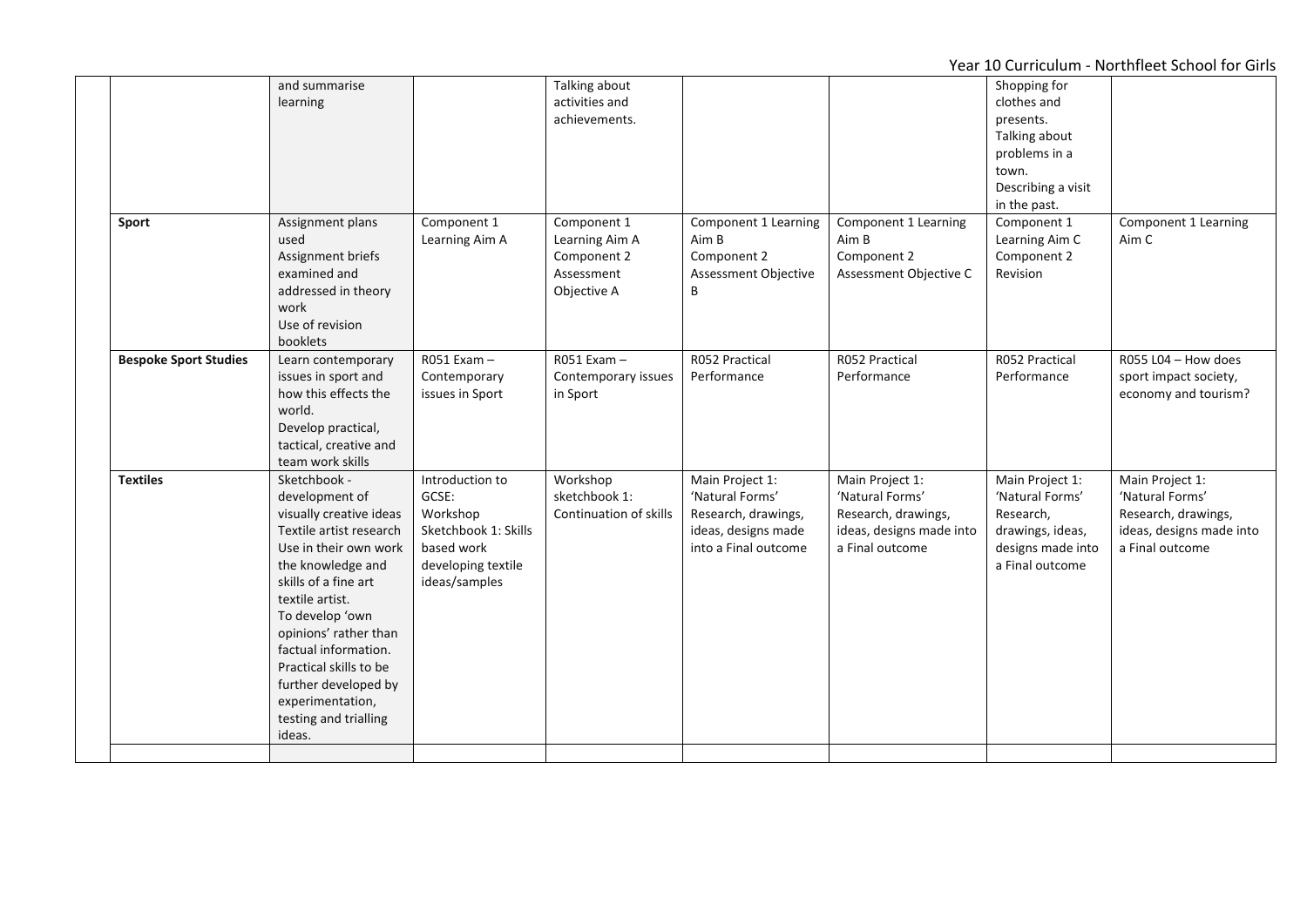| | | | | | | | | |
|---|---|---|---|---|---|---|---|---|
| | | and summarise learning | | Talking about activities and achievements. | | | Shopping for clothes and presents. Talking about problems in a town. Describing a visit in the past. | |
| | **Sport** | Assignment plans used<br>Assignment briefs examined and addressed in theory work<br>Use of revision booklets | Component 1 Learning Aim A | Component 1 Learning Aim A<br>Component 2 Assessment Objective A | Component 1 Learning Aim B<br>Component 2 Assessment Objective B | Component 1 Learning Aim B<br>Component 2 Assessment Objective C | Component 1 Learning Aim C<br>Component 2 Revision | Component 1 Learning Aim C |
| | **Bespoke Sport Studies** | Learn contemporary issues in sport and how this effects the world.<br>Develop practical, tactical, creative and team work skills | R051 Exam – Contemporary issues in Sport | R051 Exam – Contemporary issues in Sport | R052 Practical Performance | R052 Practical Performance | R052 Practical Performance | R055 L04 – How does sport impact society, economy and tourism? |
| | **Textiles** | Sketchbook - development of visually creative ideas<br>Textile artist research<br>Use in their own work the knowledge and skills of a fine art textile artist.<br>To develop 'own opinions' rather than factual information.<br>Practical skills to be further developed by experimentation, testing and trialling ideas. | Introduction to GCSE:<br>Workshop Sketchbook 1: Skills based work developing textile ideas/samples | Workshop sketchbook 1:<br>Continuation of skills | Main Project 1: 'Natural Forms'<br>Research, drawings, ideas, designs made into a Final outcome | Main Project 1: 'Natural Forms'<br>Research, drawings, ideas, designs made into a Final outcome | Main Project 1: 'Natural Forms'<br>Research, drawings, ideas, designs made into a Final outcome | Main Project 1: 'Natural Forms'<br>Research, drawings, ideas, designs made into a Final outcome |
| | | | | | | | | |